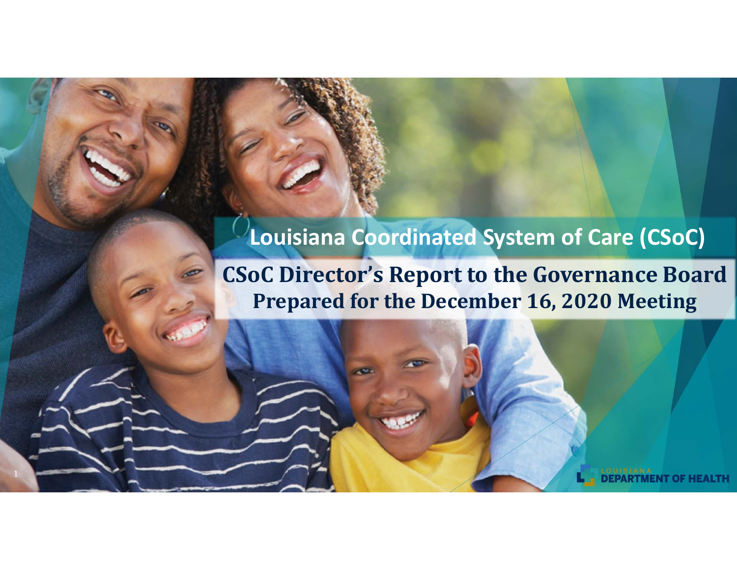# Louisiana Coordinated System of Care (CSoC)

## CSoC Director's Report to the Governance Board
## Prepared for the December 16, 2020 Meeting

LOUISIANA DEPARTMENT OF HEALTH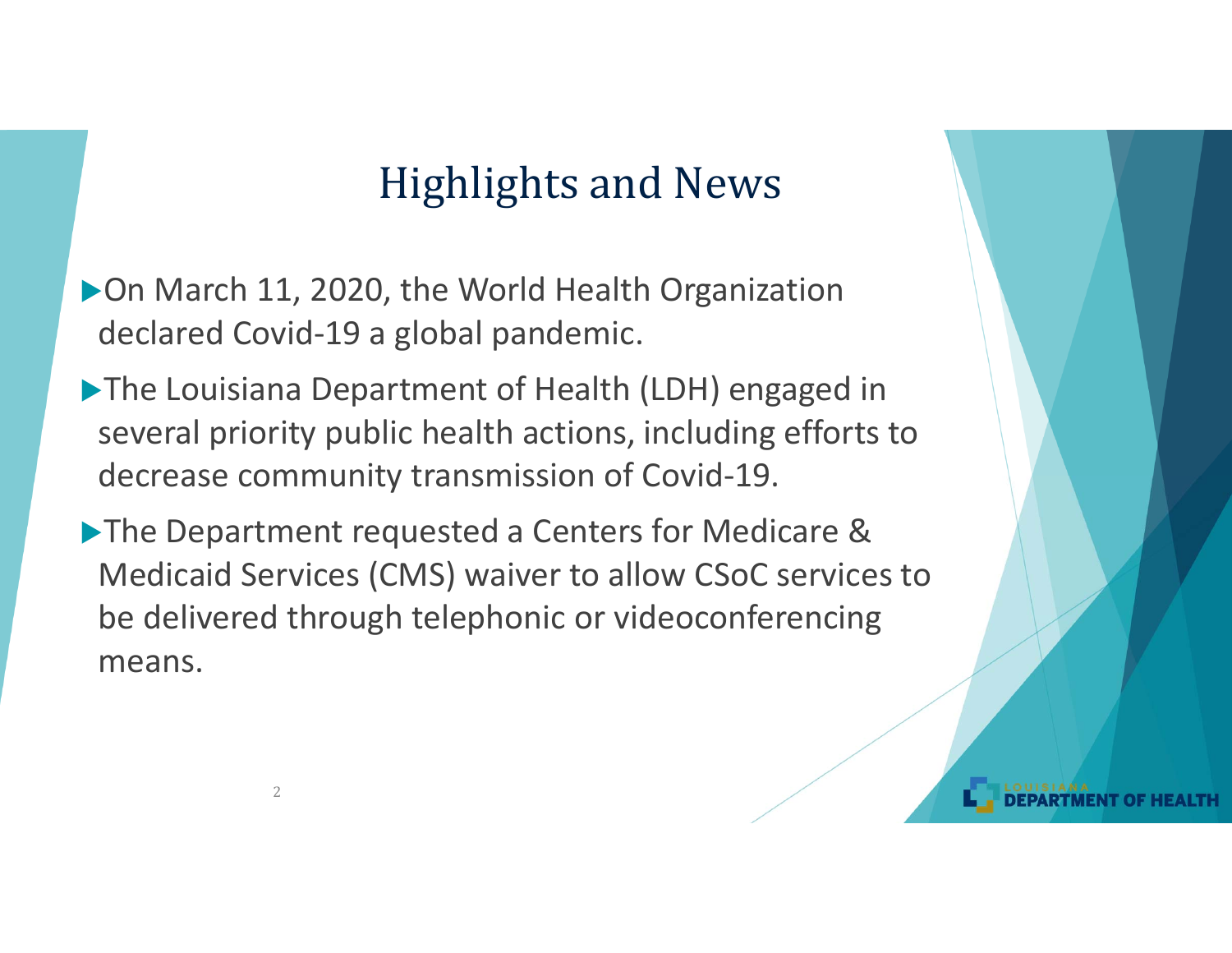# Highlights and News

- On March 11, 2020, the World Health Organization declared Covid-19 a global pandemic.
- The Louisiana Department of Health (LDH) engaged in several priority public health actions, including efforts to decrease community transmission of Covid-19.
- The Department requested a Centers for Medicare & Medicaid Services (CMS) waiver to allow CSoC services to be delivered through telephonic or videoconferencing means.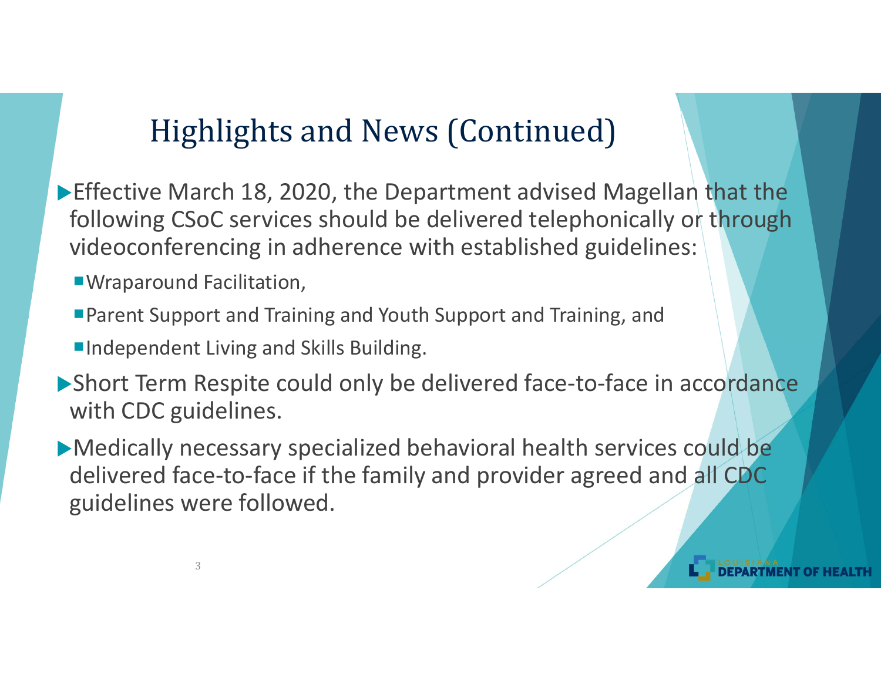# Highlights and News (Continued)

- Effective March 18, 2020, the Department advised Magellan that the following CSoC services should be delivered telephonically or through videoconferencing in adherence with established guidelines:
  - Wraparound Facilitation,
  - Parent Support and Training and Youth Support and Training, and
  - Independent Living and Skills Building.
- Short Term Respite could only be delivered face-to-face in accordance with CDC guidelines.
- Medically necessary specialized behavioral health services could be delivered face-to-face if the family and provider agreed and all CDC guidelines were followed.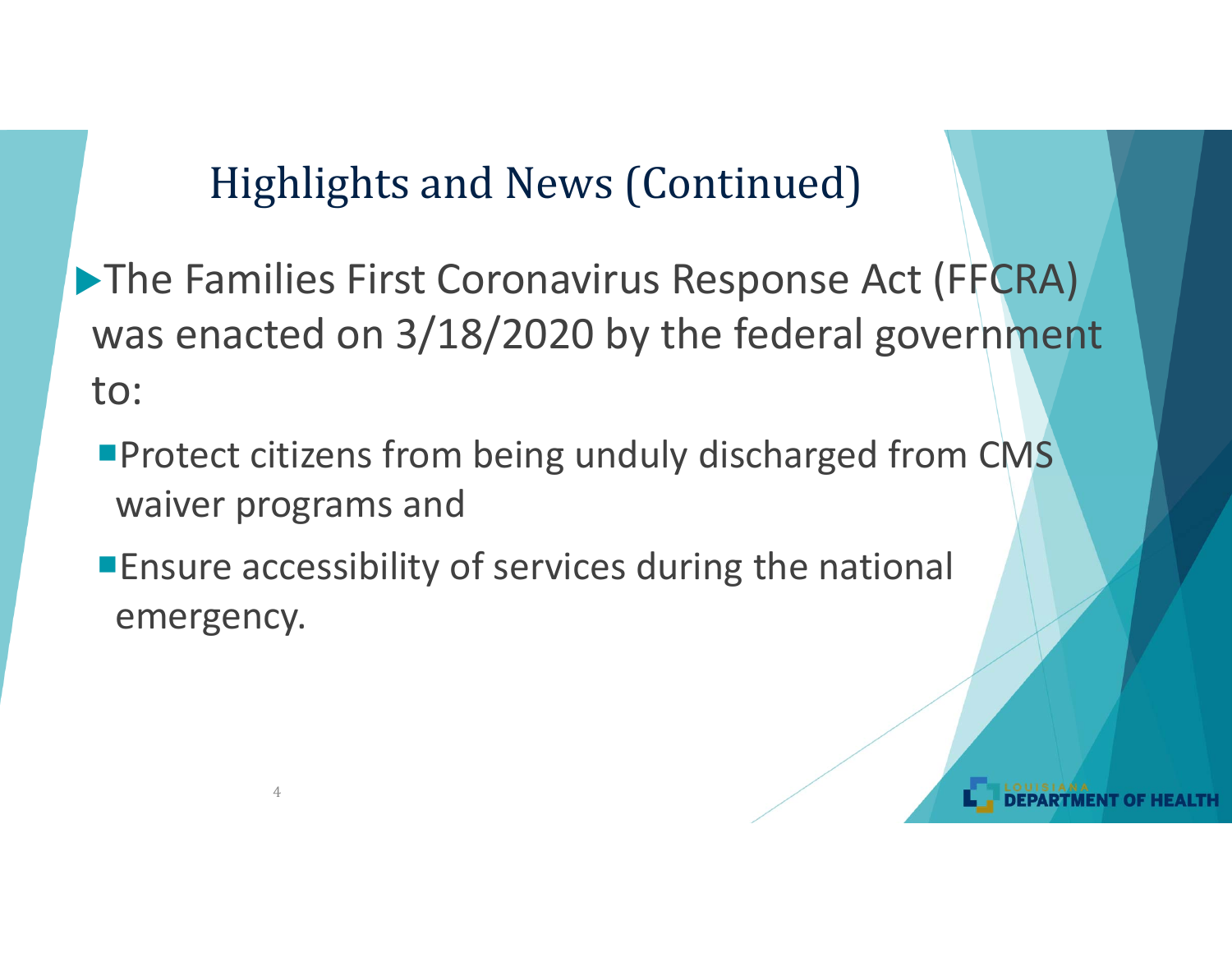# Highlights and News (Continued)

- The Families First Coronavirus Response Act (FFCRA) was enacted on 3/18/2020 by the federal government to:
  - Protect citizens from being unduly discharged from CMS waiver programs and
  - Ensure accessibility of services during the national emergency.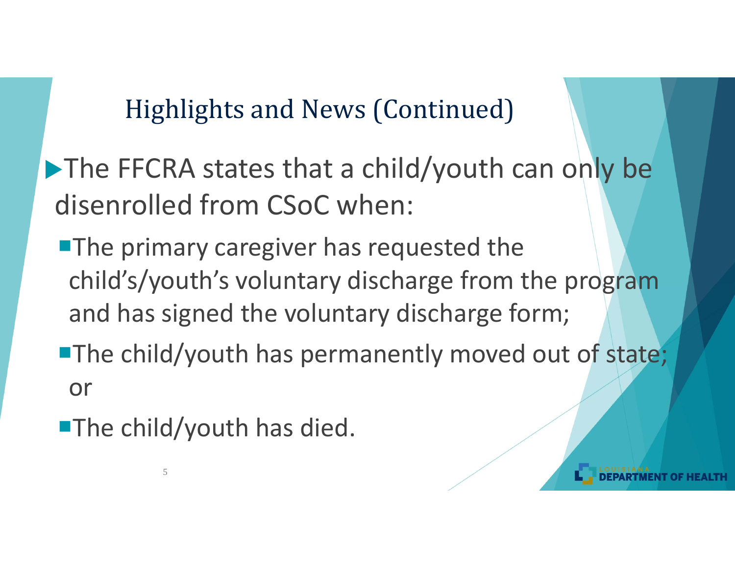## Highlights and News (Continued)

- The FFCRA states that a child/youth can only be disenrolled from CSoC when:
  - The primary caregiver has requested the child's/youth's voluntary discharge from the program and has signed the voluntary discharge form;
  - The child/youth has permanently moved out of state; or
  - The child/youth has died.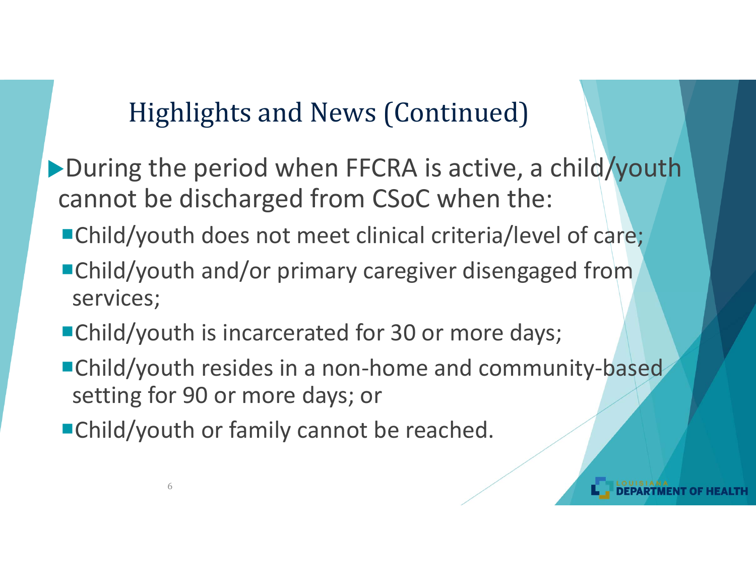# Highlights and News (Continued)

- During the period when FFCRA is active, a child/youth cannot be discharged from CSoC when the:
  - Child/youth does not meet clinical criteria/level of care;
  - Child/youth and/or primary caregiver disengaged from services;
  - Child/youth is incarcerated for 30 or more days;
  - Child/youth resides in a non-home and community-based setting for 90 or more days; or
  - Child/youth or family cannot be reached.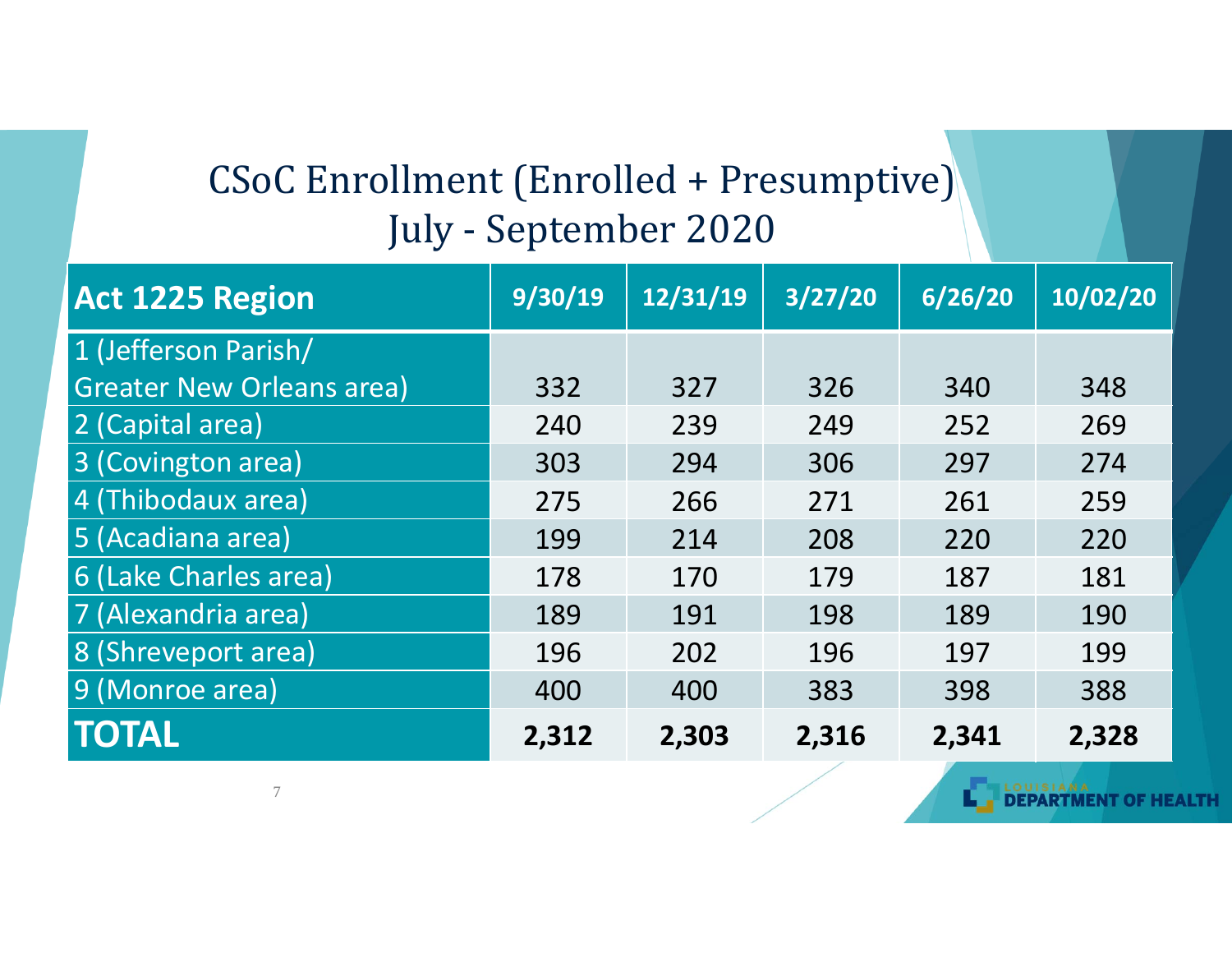# CSoC Enrollment (Enrolled + Presumptive) July - September 2020

| Act 1225 Region | 9/30/19 | 12/31/19 | 3/27/20 | 6/26/20 | 10/02/20 |
|---|---|---|---|---|---|
| 1 (Jefferson Parish/ Greater New Orleans area) | 332 | 327 | 326 | 340 | 348 |
| 2 (Capital area) | 240 | 239 | 249 | 252 | 269 |
| 3 (Covington area) | 303 | 294 | 306 | 297 | 274 |
| 4 (Thibodaux area) | 275 | 266 | 271 | 261 | 259 |
| 5 (Acadiana area) | 199 | 214 | 208 | 220 | 220 |
| 6 (Lake Charles area) | 178 | 170 | 179 | 187 | 181 |
| 7 (Alexandria area) | 189 | 191 | 198 | 189 | 190 |
| 8 (Shreveport area) | 196 | 202 | 196 | 197 | 199 |
| 9 (Monroe area) | 400 | 400 | 383 | 398 | 388 |
| **TOTAL** | **2,312** | **2,303** | **2,316** | **2,341** | **2,328** |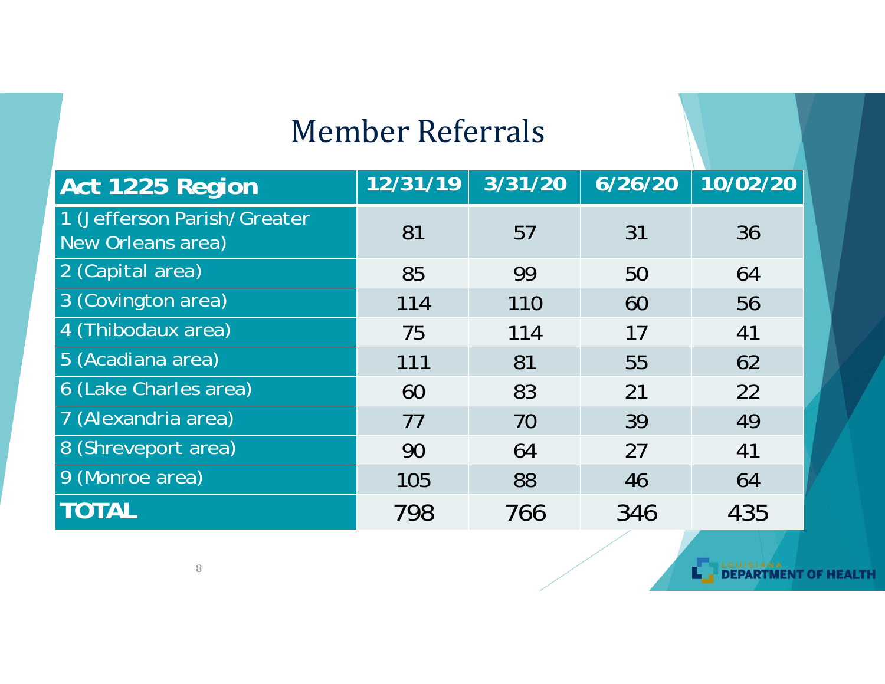# Member Referrals

| Act 1225 Region | 12/31/19 | 3/31/20 | 6/26/20 | 10/02/20 |
|---|---|---|---|---|
| 1 (Jefferson Parish/Greater New Orleans area) | 81 | 57 | 31 | 36 |
| 2 (Capital area) | 85 | 99 | 50 | 64 |
| 3 (Covington area) | 114 | 110 | 60 | 56 |
| 4 (Thibodaux area) | 75 | 114 | 17 | 41 |
| 5 (Acadiana area) | 111 | 81 | 55 | 62 |
| 6 (Lake Charles area) | 60 | 83 | 21 | 22 |
| 7 (Alexandria area) | 77 | 70 | 39 | 49 |
| 8 (Shreveport area) | 90 | 64 | 27 | 41 |
| 9 (Monroe area) | 105 | 88 | 46 | 64 |
| **TOTAL** | 798 | 766 | 346 | 435 |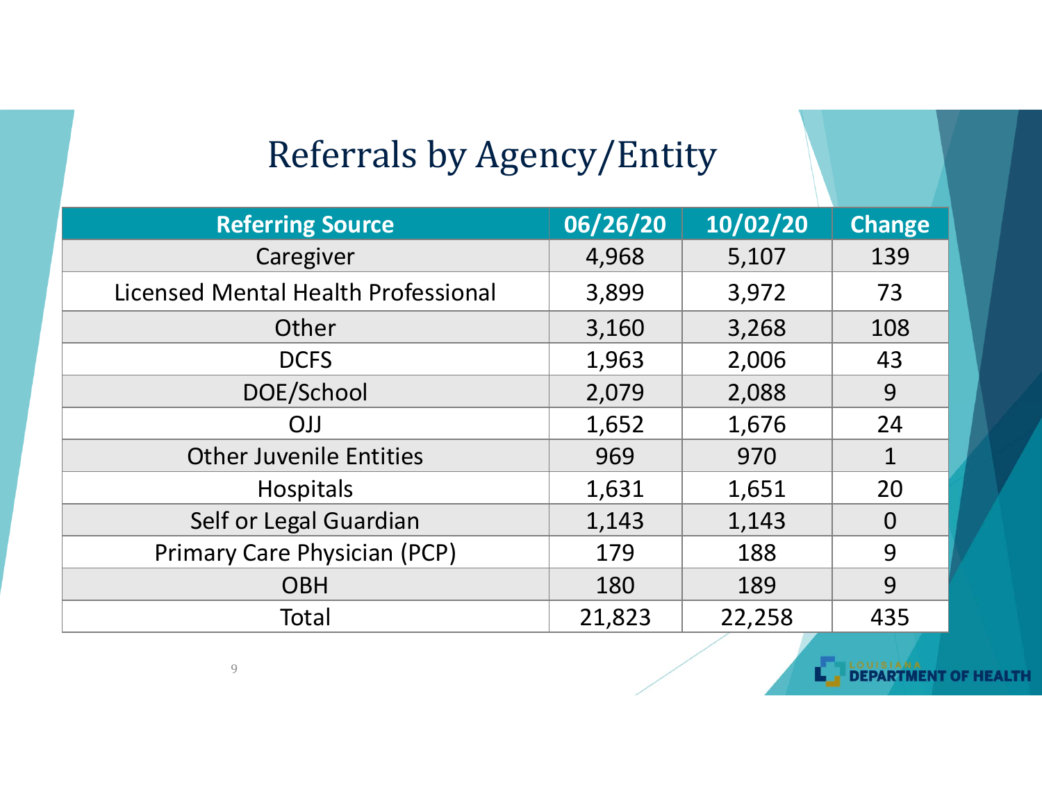# Referrals by Agency/Entity

| Referring Source | 06/26/20 | 10/02/20 | Change |
|---|---|---|---|
| Caregiver | 4,968 | 5,107 | 139 |
| Licensed Mental Health Professional | 3,899 | 3,972 | 73 |
| Other | 3,160 | 3,268 | 108 |
| DCFS | 1,963 | 2,006 | 43 |
| DOE/School | 2,079 | 2,088 | 9 |
| OJJ | 1,652 | 1,676 | 24 |
| Other Juvenile Entities | 969 | 970 | 1 |
| Hospitals | 1,631 | 1,651 | 20 |
| Self or Legal Guardian | 1,143 | 1,143 | 0 |
| Primary Care Physician (PCP) | 179 | 188 | 9 |
| OBH | 180 | 189 | 9 |
| Total | 21,823 | 22,258 | 435 |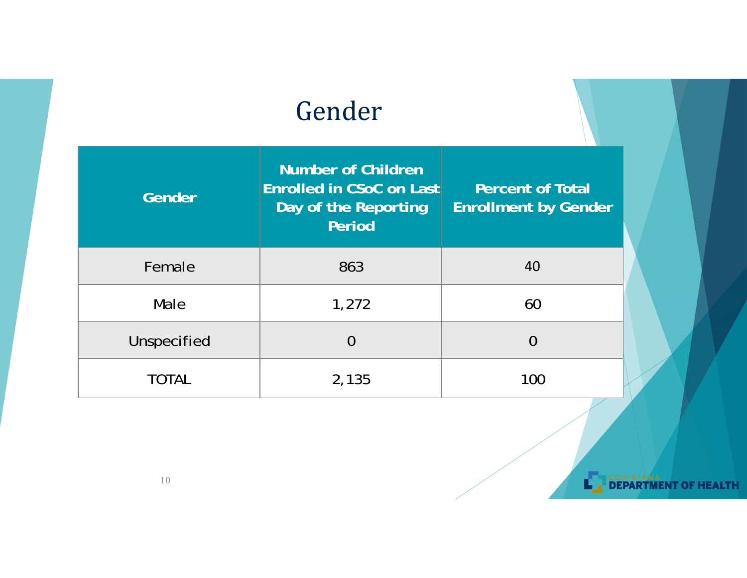# Gender

| Gender | Number of Children Enrolled in CSoC on Last Day of the Reporting Period | Percent of Total Enrollment by Gender |
|---|---|---|
| Female | 863 | 40 |
| Male | 1,272 | 60 |
| Unspecified | 0 | 0 |
| TOTAL | 2,135 | 100 |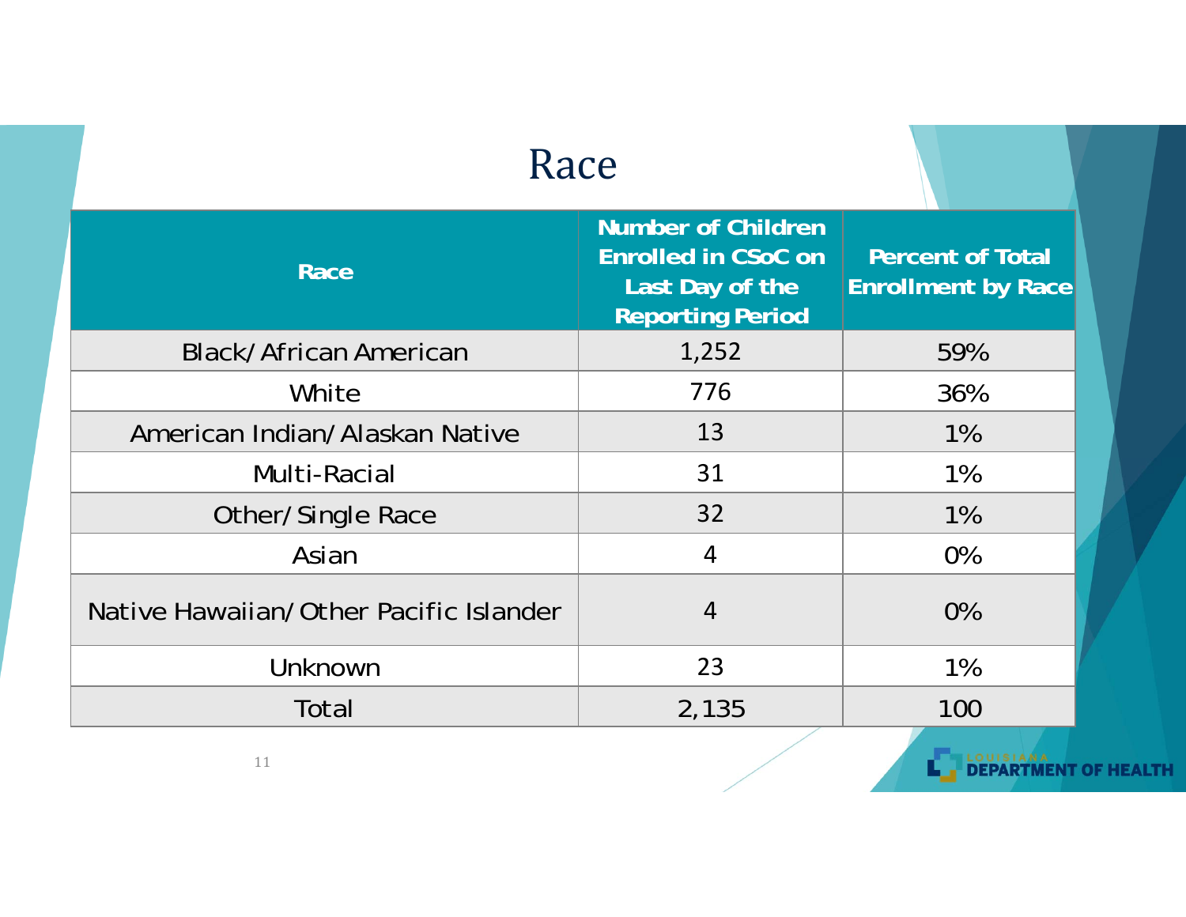# Race

| Race | Number of Children Enrolled in CSoC on Last Day of the Reporting Period | Percent of Total Enrollment by Race |
|---|---|---|
| Black/African American | 1,252 | 59% |
| White | 776 | 36% |
| American Indian/Alaskan Native | 13 | 1% |
| Multi-Racial | 31 | 1% |
| Other/Single Race | 32 | 1% |
| Asian | 4 | 0% |
| Native Hawaiian/Other Pacific Islander | 4 | 0% |
| Unknown | 23 | 1% |
| Total | 2,135 | 100 |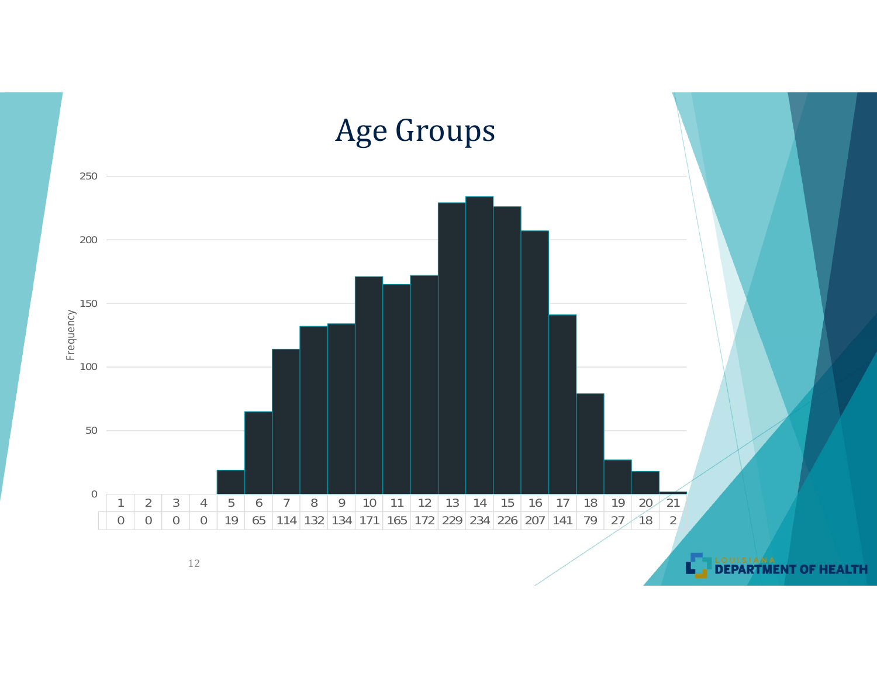# Age Groups

| Age | 1 | 2 | 3 | 4 | 5 | 6 | 7 | 8 | 9 | 10 | 11 | 12 | 13 | 14 | 15 | 16 | 17 | 18 | 19 | 20 | 21 |
|---|---|---|---|---|---|---|---|---|---|---|---|---|---|---|---|---|---|---|---|---|---|
| Frequency | 0 | 0 | 0 | 0 | 19 | 65 | 114 | 132 | 134 | 171 | 165 | 172 | 229 | 234 | 226 | 207 | 141 | 79 | 27 | 18 | 2 |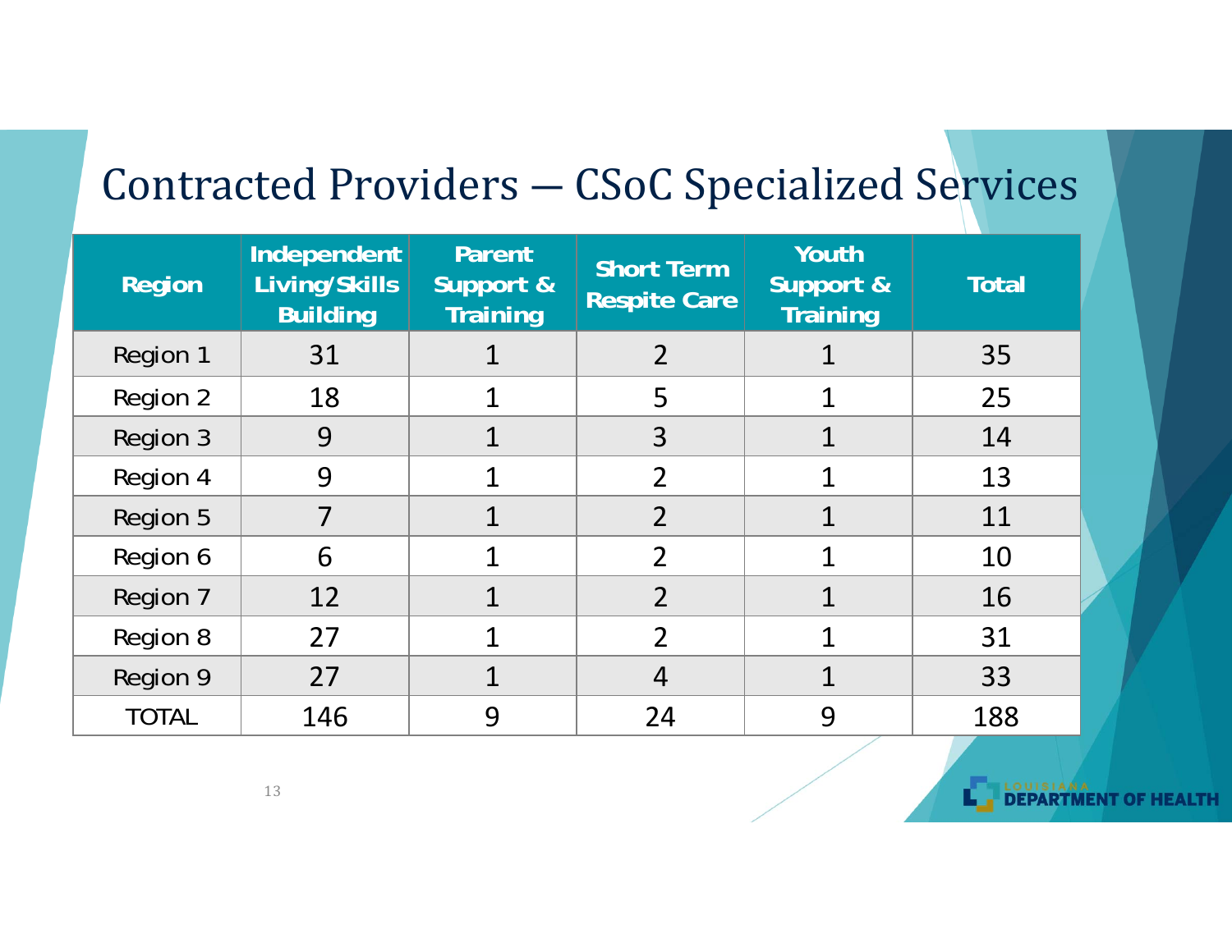# Contracted Providers — CSoC Specialized Services

| Region | Independent Living/Skills Building | Parent Support & Training | Short Term Respite Care | Youth Support & Training | Total |
|---|---|---|---|---|---|
| Region 1 | 31 | 1 | 2 | 1 | 35 |
| Region 2 | 18 | 1 | 5 | 1 | 25 |
| Region 3 | 9 | 1 | 3 | 1 | 14 |
| Region 4 | 9 | 1 | 2 | 1 | 13 |
| Region 5 | 7 | 1 | 2 | 1 | 11 |
| Region 6 | 6 | 1 | 2 | 1 | 10 |
| Region 7 | 12 | 1 | 2 | 1 | 16 |
| Region 8 | 27 | 1 | 2 | 1 | 31 |
| Region 9 | 27 | 1 | 4 | 1 | 33 |
| TOTAL | 146 | 9 | 24 | 9 | 188 |

LOUISIANA DEPARTMENT OF HEALTH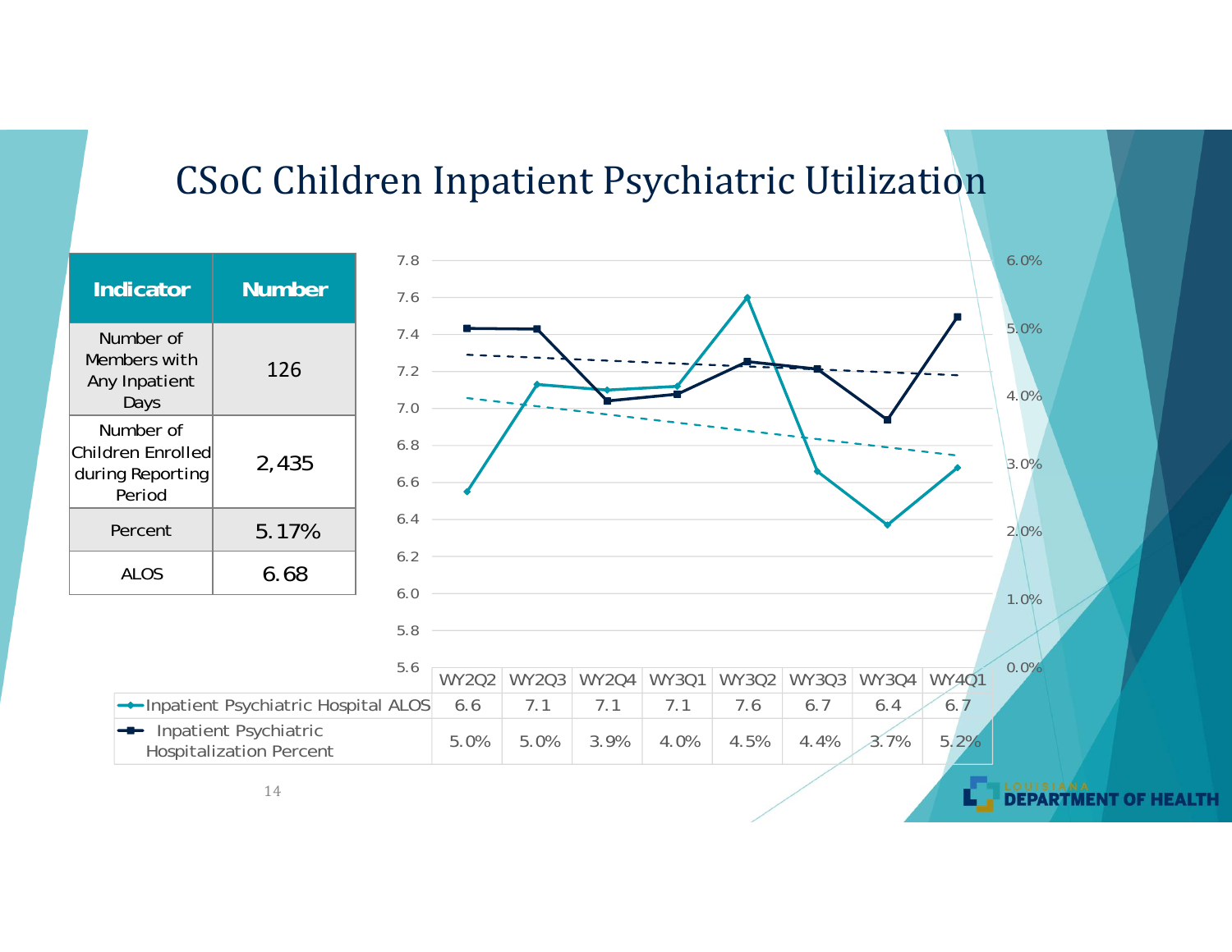# CSoC Children Inpatient Psychiatric Utilization

| Indicator | Number |
|---|---|
| Number of Members with Any Inpatient Days | 126 |
| Number of Children Enrolled during Reporting Period | 2,435 |
| Percent | 5.17% |
| ALOS | 6.68 |

| | WY2Q2 | WY2Q3 | WY2Q4 | WY3Q1 | WY3Q2 | WY3Q3 | WY3Q4 | WY4Q1 |
|---|---|---|---|---|---|---|---|---|
| Inpatient Psychiatric Hospital ALOS | 6.6 | 7.1 | 7.1 | 7.1 | 7.6 | 6.7 | 6.4 | 6.7 |
| Inpatient Psychiatric Hospitalization Percent | 5.0% | 5.0% | 3.9% | 4.0% | 4.5% | 4.4% | 3.7% | 5.2% |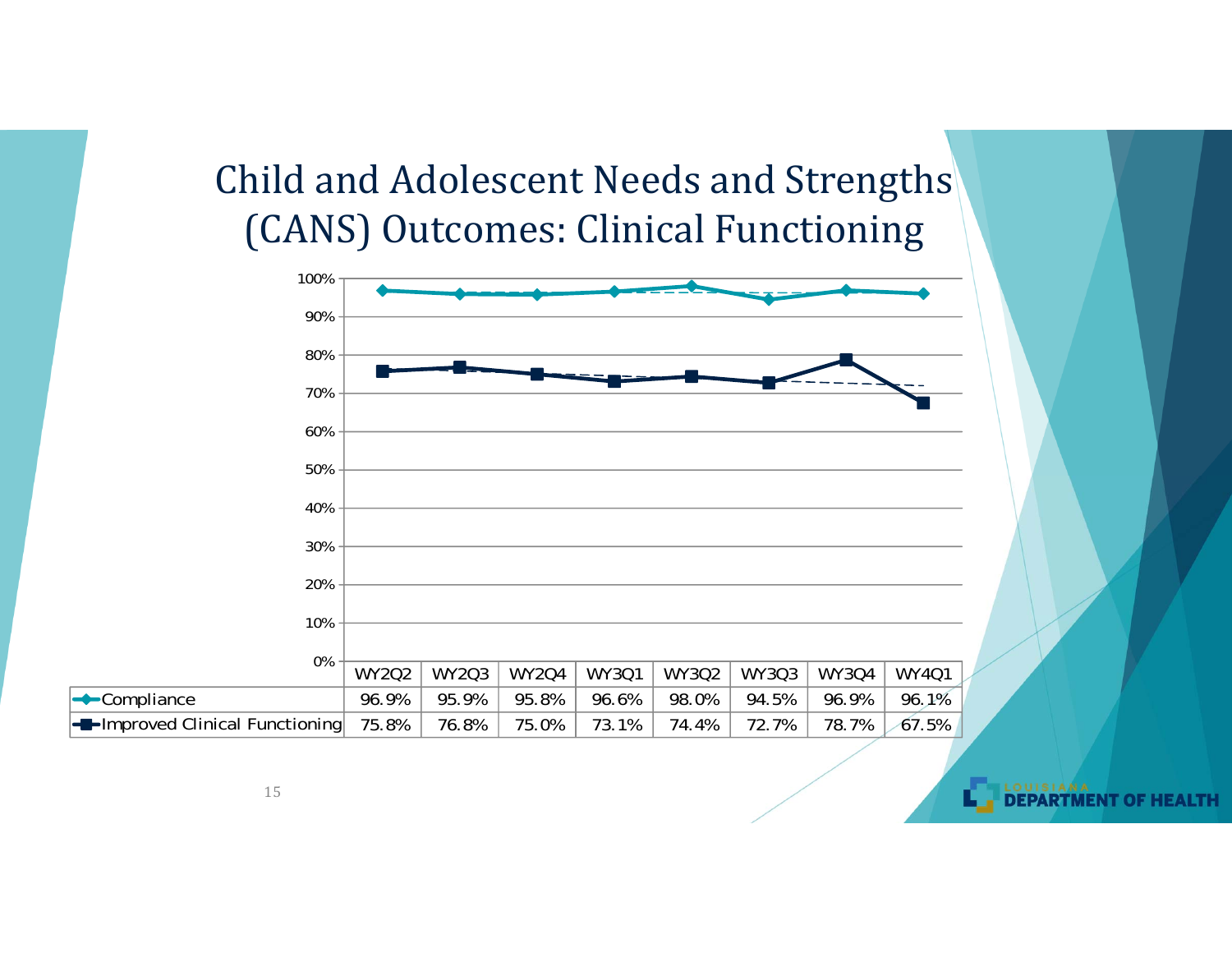# Child and Adolescent Needs and Strengths (CANS) Outcomes: Clinical Functioning

| | WY2Q2 | WY2Q3 | WY2Q4 | WY3Q1 | WY3Q2 | WY3Q3 | WY3Q4 | WY4Q1 |
|---|---|---|---|---|---|---|---|---|
| Compliance | 96.9% | 95.9% | 95.8% | 96.6% | 98.0% | 94.5% | 96.9% | 96.1% |
| Improved Clinical Functioning | 75.8% | 76.8% | 75.0% | 73.1% | 74.4% | 72.7% | 78.7% | 67.5% |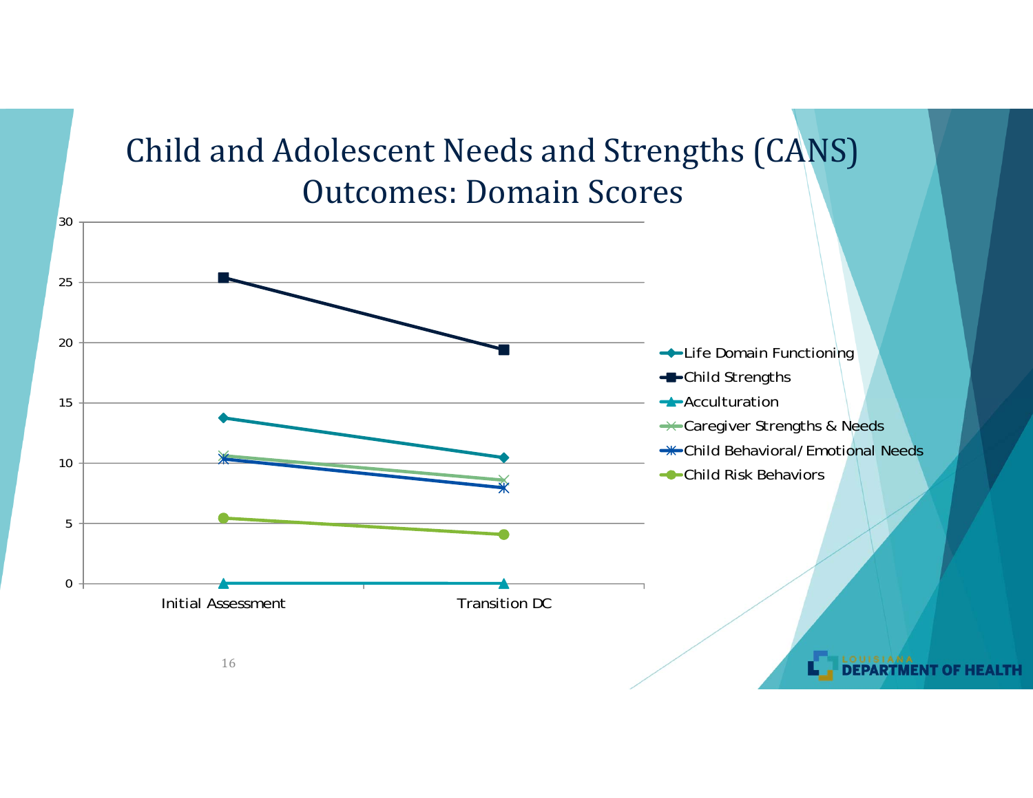# Child and Adolescent Needs and Strengths (CANS) Outcomes: Domain Scores

| Domain | Initial Assessment | Transition DC |
|---|---|---|
| Life Domain Functioning | 13.8 | 10.5 |
| Child Strengths | 25.4 | 19.4 |
| Acculturation | 0 | 0 |
| Caregiver Strengths & Needs | 10.6 | 8.6 |
| Child Behavioral/Emotional Needs | 10.4 | 8.0 |
| Child Risk Behaviors | 5.5 | 4.1 |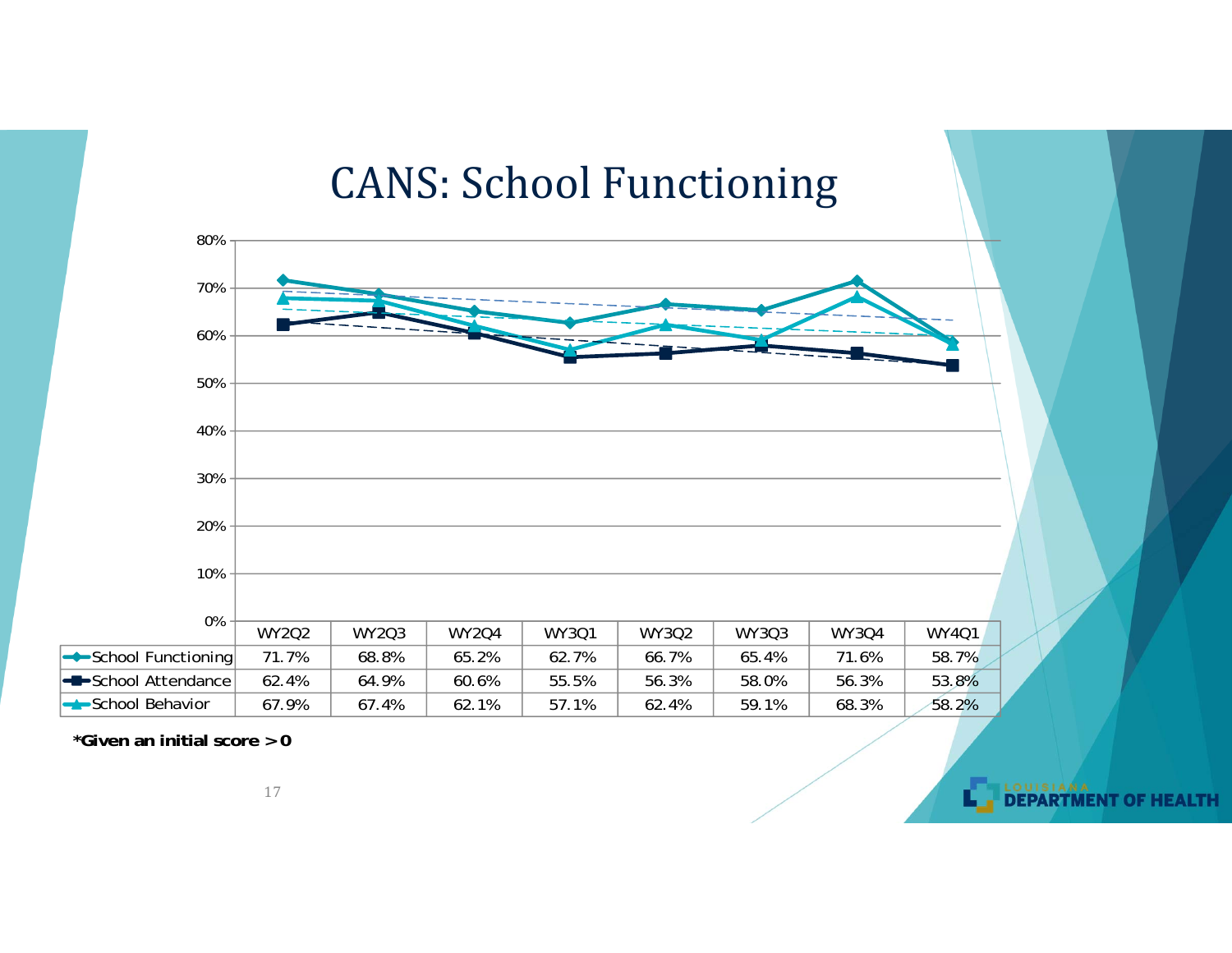# CANS: School Functioning

| | WY2Q2 | WY2Q3 | WY2Q4 | WY3Q1 | WY3Q2 | WY3Q3 | WY3Q4 | WY4Q1 |
|---|---|---|---|---|---|---|---|---|
| School Functioning | 71.7% | 68.8% | 65.2% | 62.7% | 66.7% | 65.4% | 71.6% | 58.7% |
| School Attendance | 62.4% | 64.9% | 60.6% | 55.5% | 56.3% | 58.0% | 56.3% | 53.8% |
| School Behavior | 67.9% | 67.4% | 62.1% | 57.1% | 62.4% | 59.1% | 68.3% | 58.2% |

**\*Given an initial score > 0**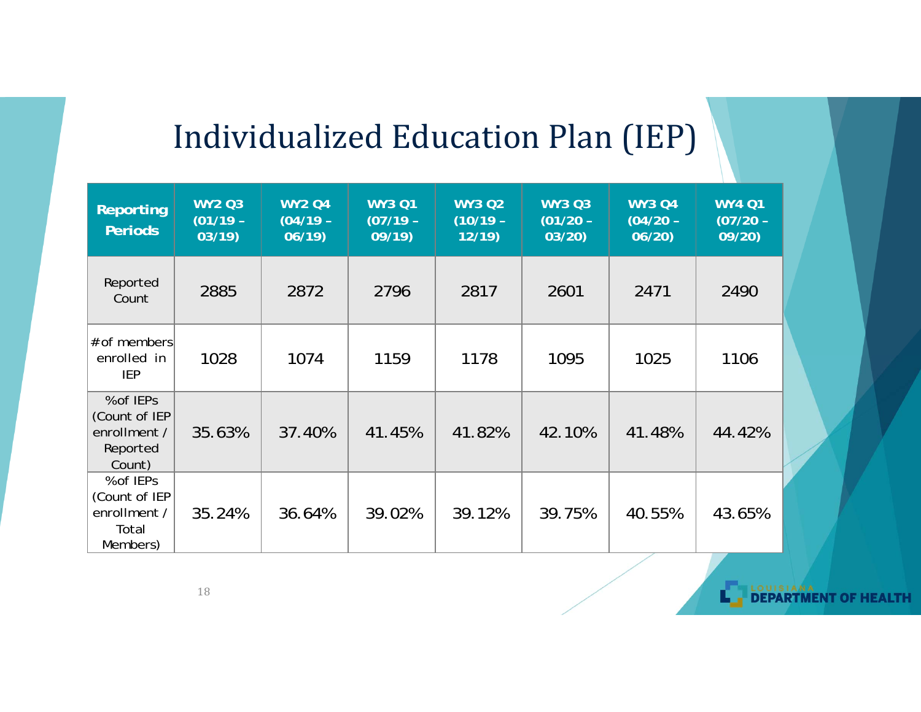# Individualized Education Plan (IEP)

| Reporting Periods | WY2 Q3 (01/19 – 03/19) | WY2 Q4 (04/19 – 06/19) | WY3 Q1 (07/19 – 09/19) | WY3 Q2 (10/19 – 12/19) | WY3 Q3 (01/20 – 03/20) | WY3 Q4 (04/20 – 06/20) | WY4 Q1 (07/20 – 09/20) |
|---|---|---|---|---|---|---|---|
| Reported Count | 2885 | 2872 | 2796 | 2817 | 2601 | 2471 | 2490 |
| #of members enrolled in IEP | 1028 | 1074 | 1159 | 1178 | 1095 | 1025 | 1106 |
| %of IEPs (Count of IEP enrollment / Reported Count) | 35.63% | 37.40% | 41.45% | 41.82% | 42.10% | 41.48% | 44.42% |
| %of IEPs (Count of IEP enrollment / Total Members) | 35.24% | 36.64% | 39.02% | 39.12% | 39.75% | 40.55% | 43.65% |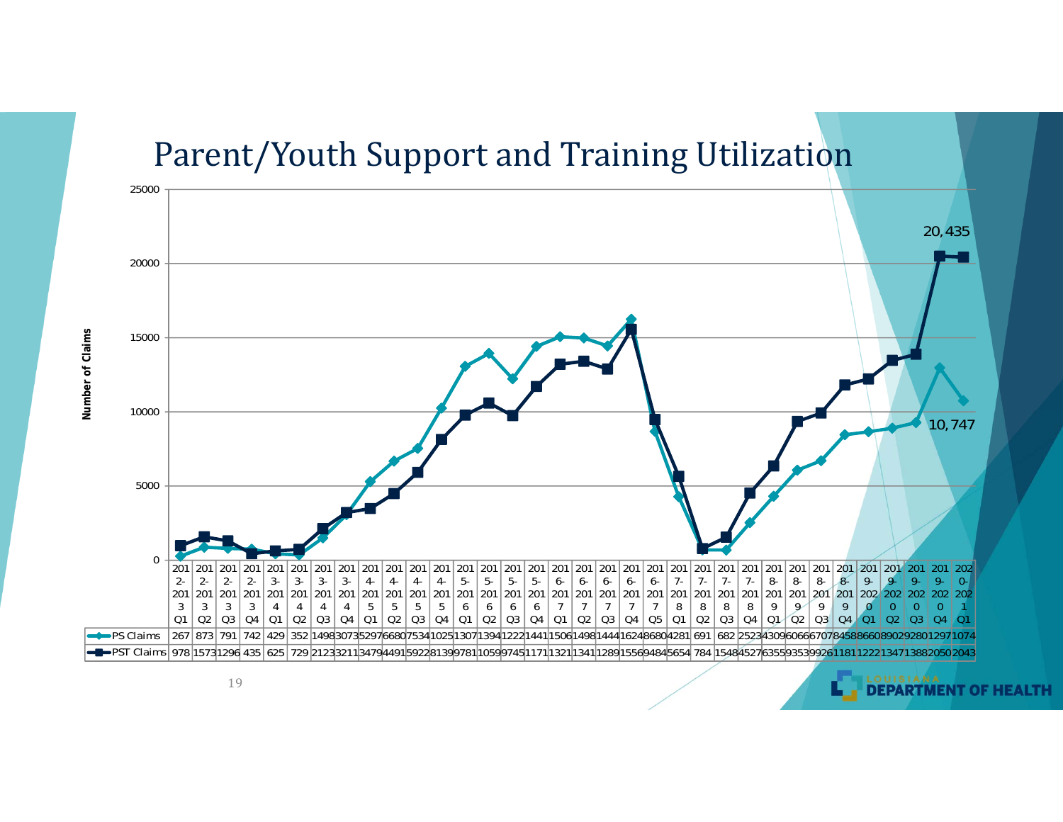# Parent/Youth Support and Training Utilization

Number of Claims

20,435

10,747

| Quarter | PS Claims | PST Claims |
|---|---|---|
| 2012-2013 Q1 | 267 | 978 |
| 2012-2013 Q2 | 873 | 1573 |
| 2012-2013 Q3 | 791 | 1296 |
| 2012-2013 Q4 | 742 | 435 |
| 2013-2014 Q1 | 429 | 625 |
| 2013-2014 Q2 | 352 | 729 |
| 2013-2014 Q3 | 1498 | 2123 |
| 2013-2014 Q4 | 3073 | 3211 |
| 2014-2015 Q1 | 5297 | 3479 |
| 2014-2015 Q2 | 6680 | 4491 |
| 2014-2015 Q3 | 7534 | 5922 |
| 2014-2015 Q4 | 1025 | 8139 |
| 2015-2016 Q1 | 1307 | 9781 |
| 2015-2016 Q2 | 1394 | 1059 |
| 2015-2016 Q3 | 1222 | 9745 |
| 2015-2016 Q4 | 1441 | 1171 |
| 2016-2017 Q1 | 1506 | 1321 |
| 2016-2017 Q2 | 1498 | 1341 |
| 2016-2017 Q3 | 1444 | 1289 |
| 2016-2017 Q4 | 1624 | 1556 |
| 2016-2017 Q5 | 8680 | 9484 |
| 2017-2018 Q1 | 4281 | 5654 |
| 2017-2018 Q2 | 691 | 784 |
| 2017-2018 Q3 | 682 | 1548 |
| 2017-2018 Q4 | 2523 | 4527 |
| 2018-2019 Q1 | 4309 | 6355 |
| 2018-2019 Q2 | 6066 | 9353 |
| 2018-2019 Q3 | 6707 | 9926 |
| 2018-2019 Q4 | 8458 | 1181 |
| 2019-2020 Q1 | 8660 | 1222 |
| 2019-2020 Q2 | 8902 | 1347 |
| 2019-2020 Q3 | 9280 | 1388 |
| 2019-2020 Q4 | 1297 | 2050 |
| 2020-2021 Q1 | 1074 | 2043 |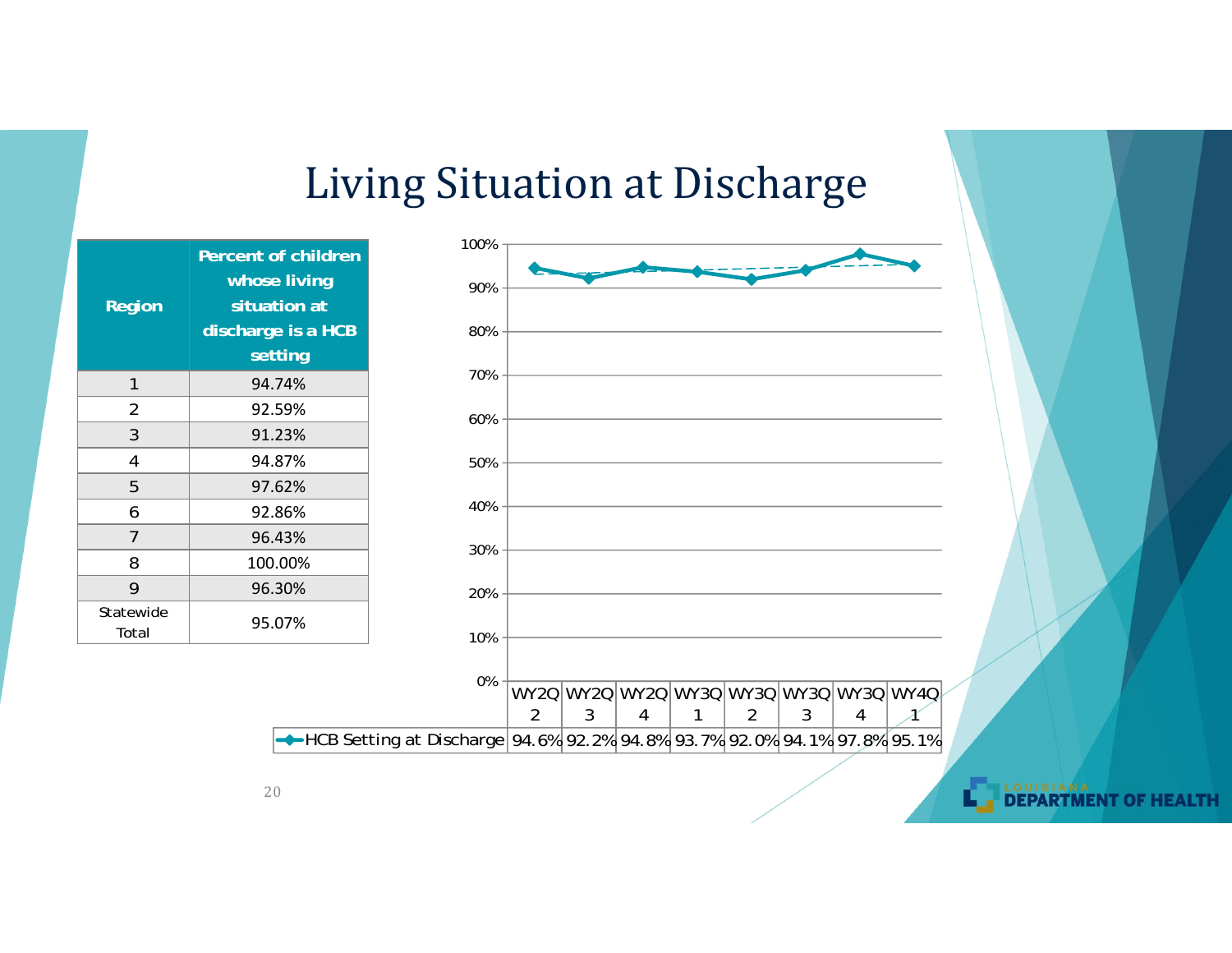# Living Situation at Discharge

| Region | Percent of children whose living situation at discharge is a HCB setting |
|---|---|
| 1 | 94.74% |
| 2 | 92.59% |
| 3 | 91.23% |
| 4 | 94.87% |
| 5 | 97.62% |
| 6 | 92.86% |
| 7 | 96.43% |
| 8 | 100.00% |
| 9 | 96.30% |
| Statewide Total | 95.07% |

| | WY2Q2 | WY2Q3 | WY2Q4 | WY3Q1 | WY3Q2 | WY3Q3 | WY3Q4 | WY4Q1 |
|---|---|---|---|---|---|---|---|---|
| HCB Setting at Discharge | 94.6% | 92.2% | 94.8% | 93.7% | 92.0% | 94.1% | 97.8% | 95.1% |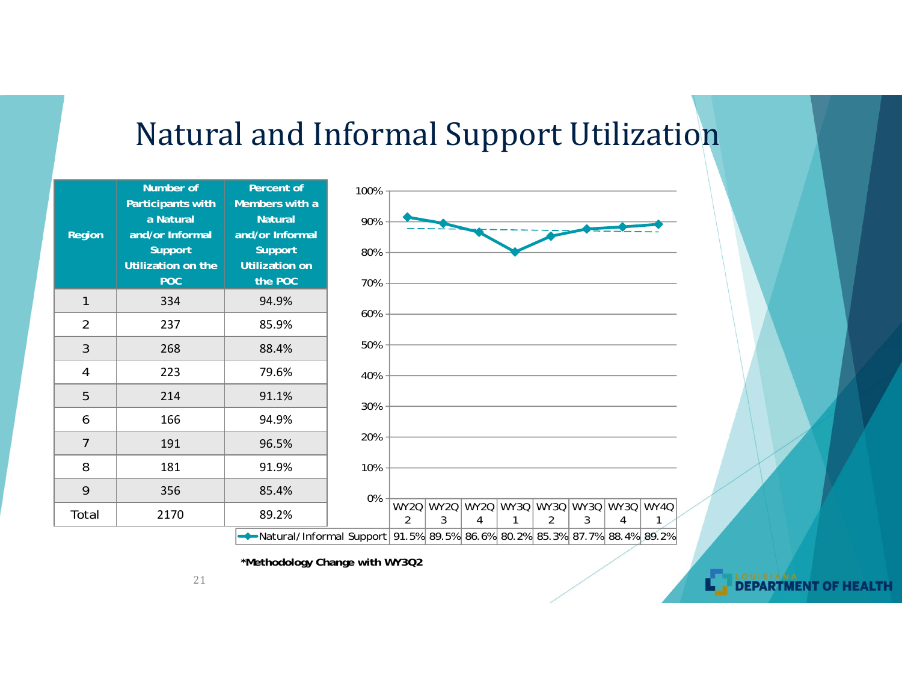# Natural and Informal Support Utilization

| Region | Number of Participants with a Natural and/or Informal Support Utilization on the POC | Percent of Members with a Natural and/or Informal Support Utilization on the POC |
|---|---|---|
| 1 | 334 | 94.9% |
| 2 | 237 | 85.9% |
| 3 | 268 | 88.4% |
| 4 | 223 | 79.6% |
| 5 | 214 | 91.1% |
| 6 | 166 | 94.9% |
| 7 | 191 | 96.5% |
| 8 | 181 | 91.9% |
| 9 | 356 | 85.4% |
| Total | 2170 | 89.2% |

100%
90%
80%
70%
60%
50%
40%
30%
20%
10%
0%

WY2Q2 WY2Q3 WY2Q4 WY3Q1 WY3Q2 WY3Q3 WY3Q4 WY4Q1

Natural/Informal Support 91.5% 89.5% 86.6% 80.2% 85.3% 87.7% 88.4% 89.2%

**\*Methodology Change with WY3Q2**

LOUISIANA DEPARTMENT OF HEALTH